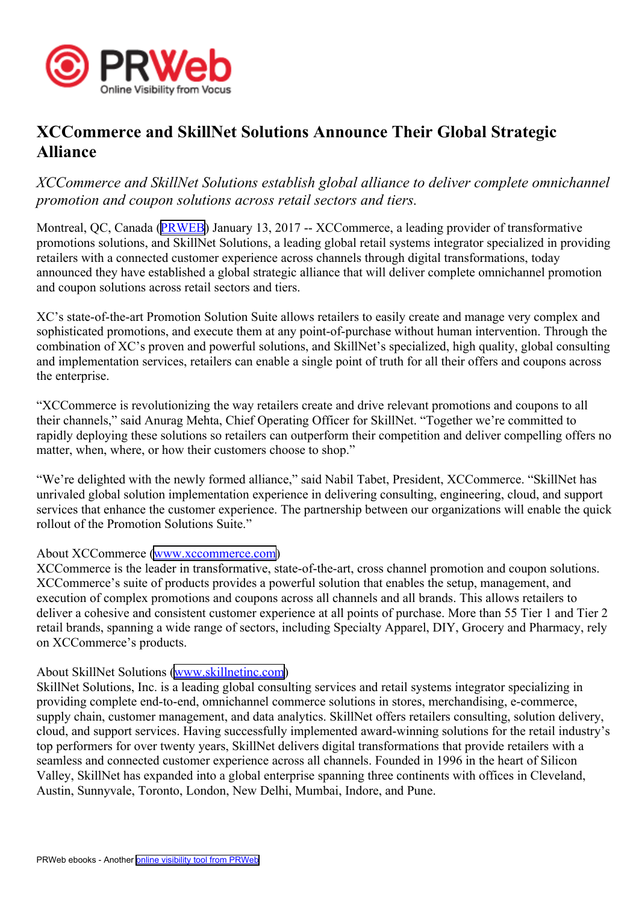# XCCommerce and SkillNet Solutions Announce Their Global Strategic Alliance

*XCCommerce and SkillNet Solutions establish global alliance to deliver complete omnichannel promotion and coupon solutions across retail sectors and tiers.*

Montreal, QC, Canada (PRWEB) January 13, 2017 -- XCCommerce, a leading provider of transformative promotions solutions, and SkillNet Solutions, a leading global retail systems integrator specialized in providing retailers with a connected customer experience across channels through digital transformations, today announced they have established a global strategic alliance that will deliver complete omnichannel promotion and coupon solutions across retail sectors and tiers.

XC's state-of-the-art Promotion Solution Suite allows retailers to easily create and manage very complex and sophisticated promotions, and execute them at any point-of-purchase without human intervention. Through the combination of XC's proven and powerful solutions, and SkillNet's specialized, high quality, global consulting and implementation services, retailers can enable a single point of truth for all their offers and coupons across the enterprise.

"XCCommerce is revolutionizing the way retailers create and drive relevant promotions and coupons to all their channels," said Anurag Mehta, Chief Operating Officer for SkillNet. "Together we're committed to rapidly deploying these solutions so retailers can outperform their competition and deliver compelling offers no matter, when, where, or how their customers choose to shop."

"We're delighted with the newly formed alliance," said Nabil Tabet, President, XCCommerce. "SkillNet has unrivaled global solution implementation experience in delivering consulting, engineering, cloud, and support services that enhance the customer experience. The partnership between our organizations will enable the quick rollout of the Promotion Solutions Suite."

About XCCommerce (www.xccommerce.com)
XCCommerce is the leader in transformative, state-of-the-art, cross channel promotion and coupon solutions. XCCommerce's suite of products provides a powerful solution that enables the setup, management, and execution of complex promotions and coupons across all channels and all brands. This allows retailers to deliver a cohesive and consistent customer experience at all points of purchase. More than 55 Tier 1 and Tier 2 retail brands, spanning a wide range of sectors, including Specialty Apparel, DIY, Grocery and Pharmacy, rely on XCCommerce's products.

About SkillNet Solutions (www.skillnetinc.com)
SkillNet Solutions, Inc. is a leading global consulting services and retail systems integrator specializing in providing complete end-to-end, omnichannel commerce solutions in stores, merchandising, e-commerce, supply chain, customer management, and data analytics. SkillNet offers retailers consulting, solution delivery, cloud, and support services. Having successfully implemented award-winning solutions for the retail industry's top performers for over twenty years, SkillNet delivers digital transformations that provide retailers with a seamless and connected customer experience across all channels. Founded in 1996 in the heart of Silicon Valley, SkillNet has expanded into a global enterprise spanning three continents with offices in Cleveland, Austin, Sunnyvale, Toronto, London, New Delhi, Mumbai, Indore, and Pune.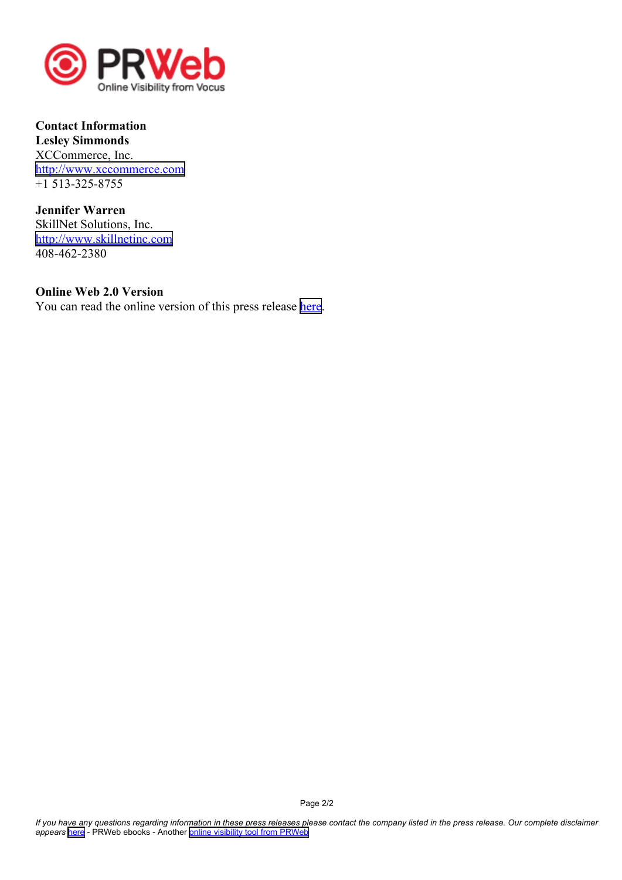**Contact Information**
**Lesley Simmonds**
XCCommerce, Inc.
http://www.xccommerce.com
+1 513-325-8755

**Jennifer Warren**
SkillNet Solutions, Inc.
http://www.skillnetinc.com
408-462-2380

**Online Web 2.0 Version**
You can read the online version of this press release here.

*If you have any questions regarding information in these press releases please contact the company listed in the press release. Our complete disclaimer appears here - PRWeb ebooks - Another online visibility tool from PRWeb*